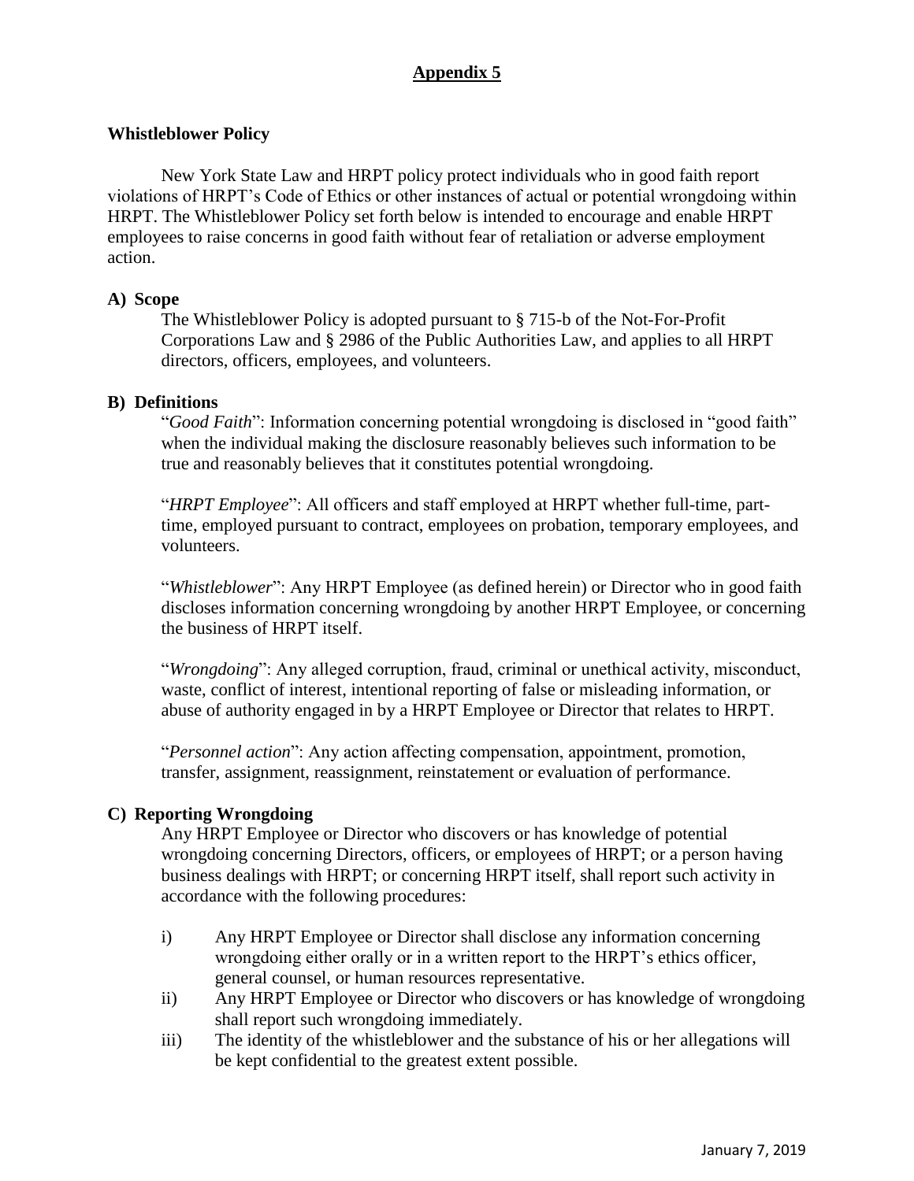# **Appendix 5**

## **Whistleblower Policy**

New York State Law and HRPT policy protect individuals who in good faith report violations of HRPT's Code of Ethics or other instances of actual or potential wrongdoing within HRPT. The Whistleblower Policy set forth below is intended to encourage and enable HRPT employees to raise concerns in good faith without fear of retaliation or adverse employment action.

### **A) Scope**

The Whistleblower Policy is adopted pursuant to § 715-b of the Not-For-Profit Corporations Law and § 2986 of the Public Authorities Law, and applies to all HRPT directors, officers, employees, and volunteers.

### **B) Definitions**

"*Good Faith*": Information concerning potential wrongdoing is disclosed in "good faith" when the individual making the disclosure reasonably believes such information to be true and reasonably believes that it constitutes potential wrongdoing.

"*HRPT Employee*": All officers and staff employed at HRPT whether full-time, part-time, employed pursuant to contract, employees on probation, temporary employees, and volunteers.

"*Whistleblower*": Any HRPT Employee (as defined herein) or Director who in good faith discloses information concerning wrongdoing by another HRPT Employee, or concerning the business of HRPT itself.

"*Wrongdoing*": Any alleged corruption, fraud, criminal or unethical activity, misconduct, waste, conflict of interest, intentional reporting of false or misleading information, or abuse of authority engaged in by a HRPT Employee or Director that relates to HRPT.

"*Personnel action*": Any action affecting compensation, appointment, promotion, transfer, assignment, reassignment, reinstatement or evaluation of performance.

### **C) Reporting Wrongdoing**

Any HRPT Employee or Director who discovers or has knowledge of potential wrongdoing concerning Directors, officers, or employees of HRPT; or a person having business dealings with HRPT; or concerning HRPT itself, shall report such activity in accordance with the following procedures:

i) Any HRPT Employee or Director shall disclose any information concerning wrongdoing either orally or in a written report to the HRPT's ethics officer, general counsel, or human resources representative.

ii) Any HRPT Employee or Director who discovers or has knowledge of wrongdoing shall report such wrongdoing immediately.

iii) The identity of the whistleblower and the substance of his or her allegations will be kept confidential to the greatest extent possible.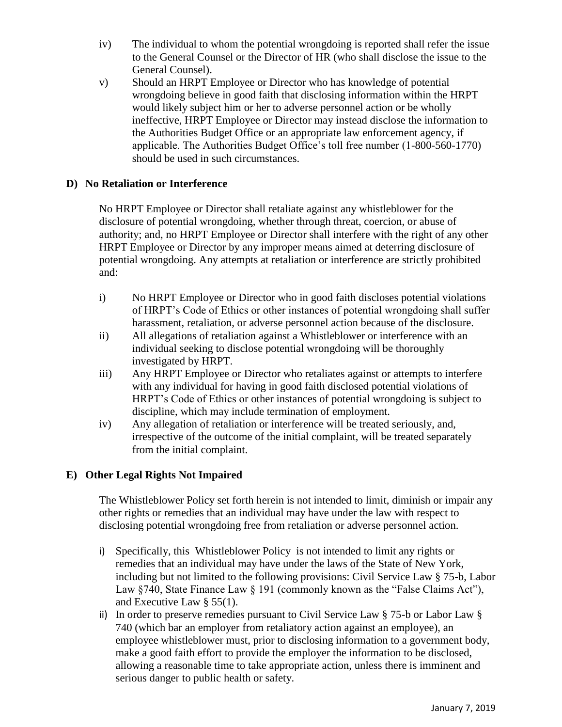iv) The individual to whom the potential wrongdoing is reported shall refer the issue to the General Counsel or the Director of HR (who shall disclose the issue to the General Counsel).

v) Should an HRPT Employee or Director who has knowledge of potential wrongdoing believe in good faith that disclosing information within the HRPT would likely subject him or her to adverse personnel action or be wholly ineffective, HRPT Employee or Director may instead disclose the information to the Authorities Budget Office or an appropriate law enforcement agency, if applicable. The Authorities Budget Office's toll free number (1-800-560-1770) should be used in such circumstances.

## D) No Retaliation or Interference

No HRPT Employee or Director shall retaliate against any whistleblower for the disclosure of potential wrongdoing, whether through threat, coercion, or abuse of authority; and, no HRPT Employee or Director shall interfere with the right of any other HRPT Employee or Director by any improper means aimed at deterring disclosure of potential wrongdoing. Any attempts at retaliation or interference are strictly prohibited and:

i) No HRPT Employee or Director who in good faith discloses potential violations of HRPT's Code of Ethics or other instances of potential wrongdoing shall suffer harassment, retaliation, or adverse personnel action because of the disclosure.

ii) All allegations of retaliation against a Whistleblower or interference with an individual seeking to disclose potential wrongdoing will be thoroughly investigated by HRPT.

iii) Any HRPT Employee or Director who retaliates against or attempts to interfere with any individual for having in good faith disclosed potential violations of HRPT's Code of Ethics or other instances of potential wrongdoing is subject to discipline, which may include termination of employment.

iv) Any allegation of retaliation or interference will be treated seriously, and, irrespective of the outcome of the initial complaint, will be treated separately from the initial complaint.

## E) Other Legal Rights Not Impaired

The Whistleblower Policy set forth herein is not intended to limit, diminish or impair any other rights or remedies that an individual may have under the law with respect to disclosing potential wrongdoing free from retaliation or adverse personnel action.

i) Specifically, this Whistleblower Policy is not intended to limit any rights or remedies that an individual may have under the laws of the State of New York, including but not limited to the following provisions: Civil Service Law § 75-b, Labor Law §740, State Finance Law § 191 (commonly known as the "False Claims Act"), and Executive Law § 55(1).

ii) In order to preserve remedies pursuant to Civil Service Law § 75-b or Labor Law § 740 (which bar an employer from retaliatory action against an employee), an employee whistleblower must, prior to disclosing information to a government body, make a good faith effort to provide the employer the information to be disclosed, allowing a reasonable time to take appropriate action, unless there is imminent and serious danger to public health or safety.

January 7, 2019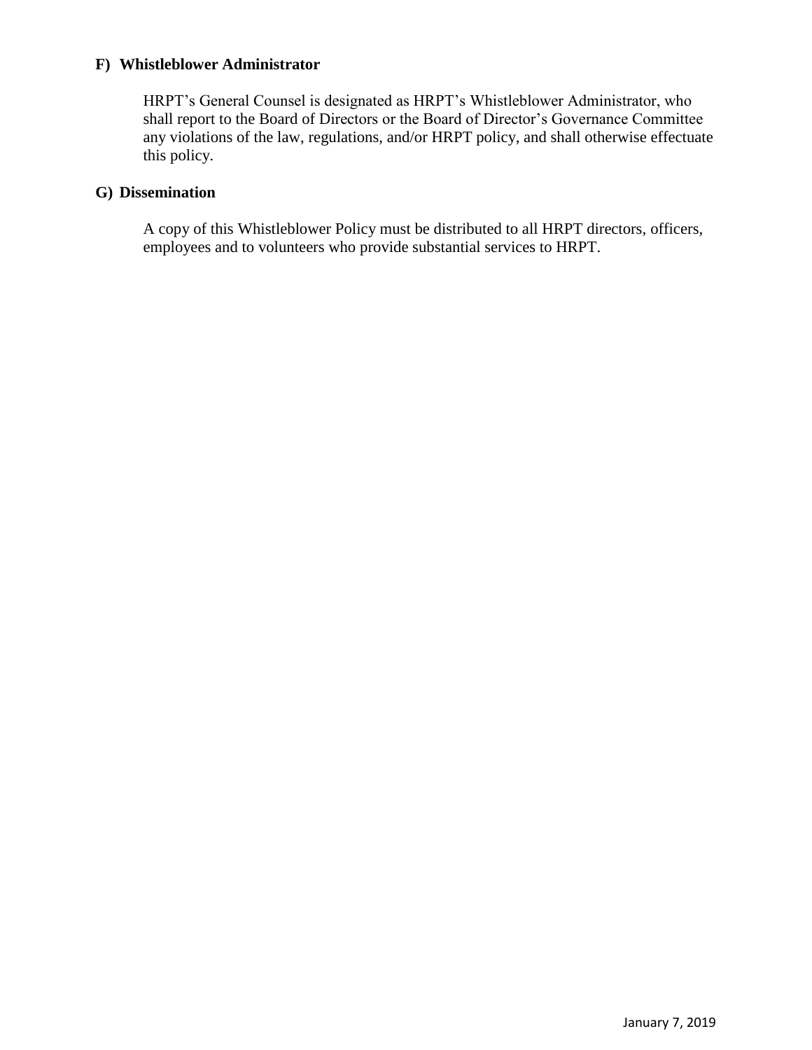**F) Whistleblower Administrator**

HRPT's General Counsel is designated as HRPT's Whistleblower Administrator, who shall report to the Board of Directors or the Board of Director's Governance Committee any violations of the law, regulations, and/or HRPT policy, and shall otherwise effectuate this policy.

**G) Dissemination**

A copy of this Whistleblower Policy must be distributed to all HRPT directors, officers, employees and to volunteers who provide substantial services to HRPT.

January 7, 2019